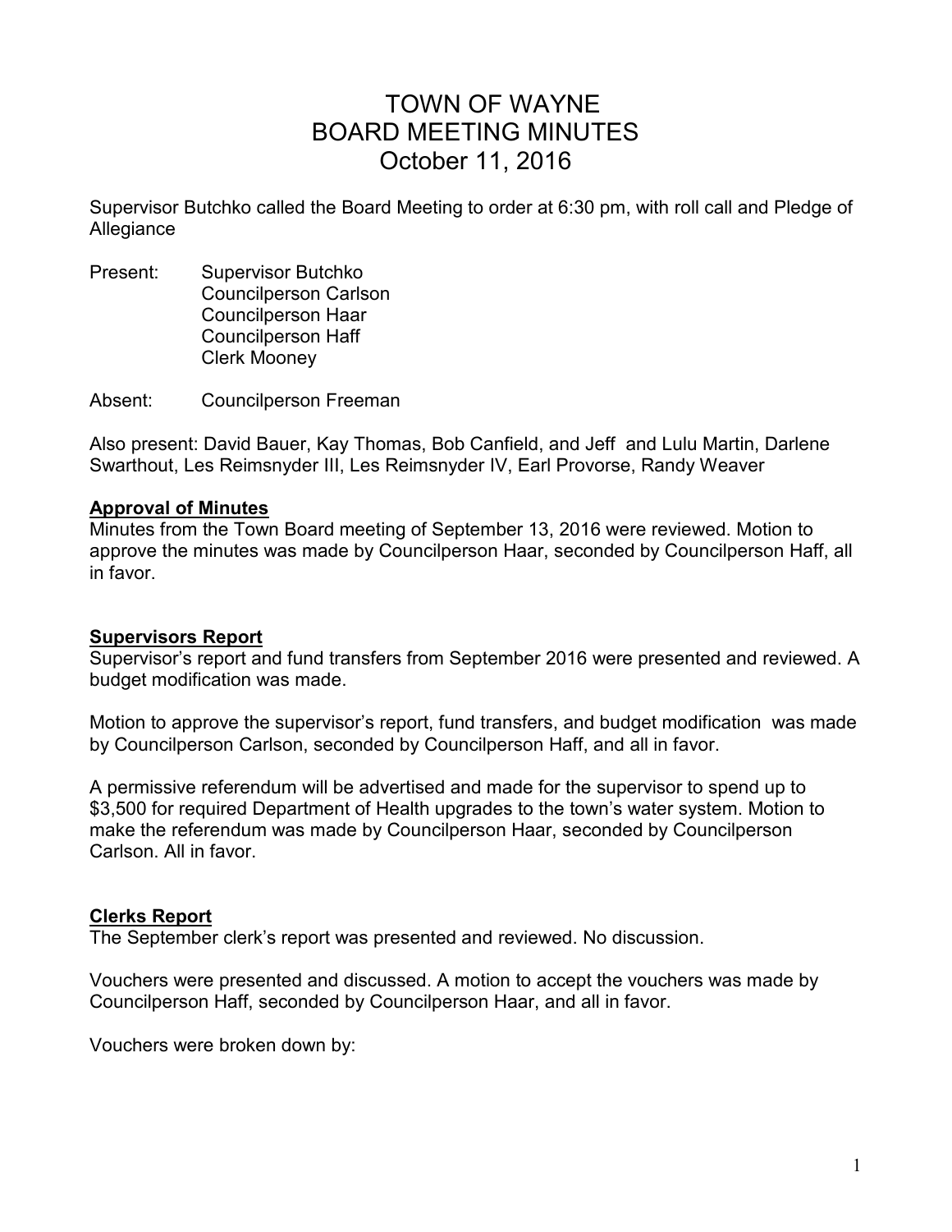# TOWN OF WAYNE
# BOARD MEETING MINUTES
# October 11, 2016

Supervisor Butchko called the Board Meeting to order at 6:30 pm, with roll call and Pledge of Allegiance

Present: Supervisor Butchko
Councilperson Carlson
Councilperson Haar
Councilperson Haff
Clerk Mooney

Absent: Councilperson Freeman

Also present: David Bauer, Kay Thomas, Bob Canfield, and Jeff and Lulu Martin, Darlene Swarthout, Les Reimsnyder III, Les Reimsnyder IV, Earl Provorse, Randy Weaver

**Approval of Minutes**

Minutes from the Town Board meeting of September 13, 2016 were reviewed. Motion to approve the minutes was made by Councilperson Haar, seconded by Councilperson Haff, all in favor.

**Supervisors Report**

Supervisor's report and fund transfers from September 2016 were presented and reviewed. A budget modification was made.

Motion to approve the supervisor's report, fund transfers, and budget modification was made by Councilperson Carlson, seconded by Councilperson Haff, and all in favor.

A permissive referendum will be advertised and made for the supervisor to spend up to $3,500 for required Department of Health upgrades to the town's water system. Motion to make the referendum was made by Councilperson Haar, seconded by Councilperson Carlson. All in favor.

**Clerks Report**

The September clerk's report was presented and reviewed. No discussion.

Vouchers were presented and discussed. A motion to accept the vouchers was made by Councilperson Haff, seconded by Councilperson Haar, and all in favor.

Vouchers were broken down by: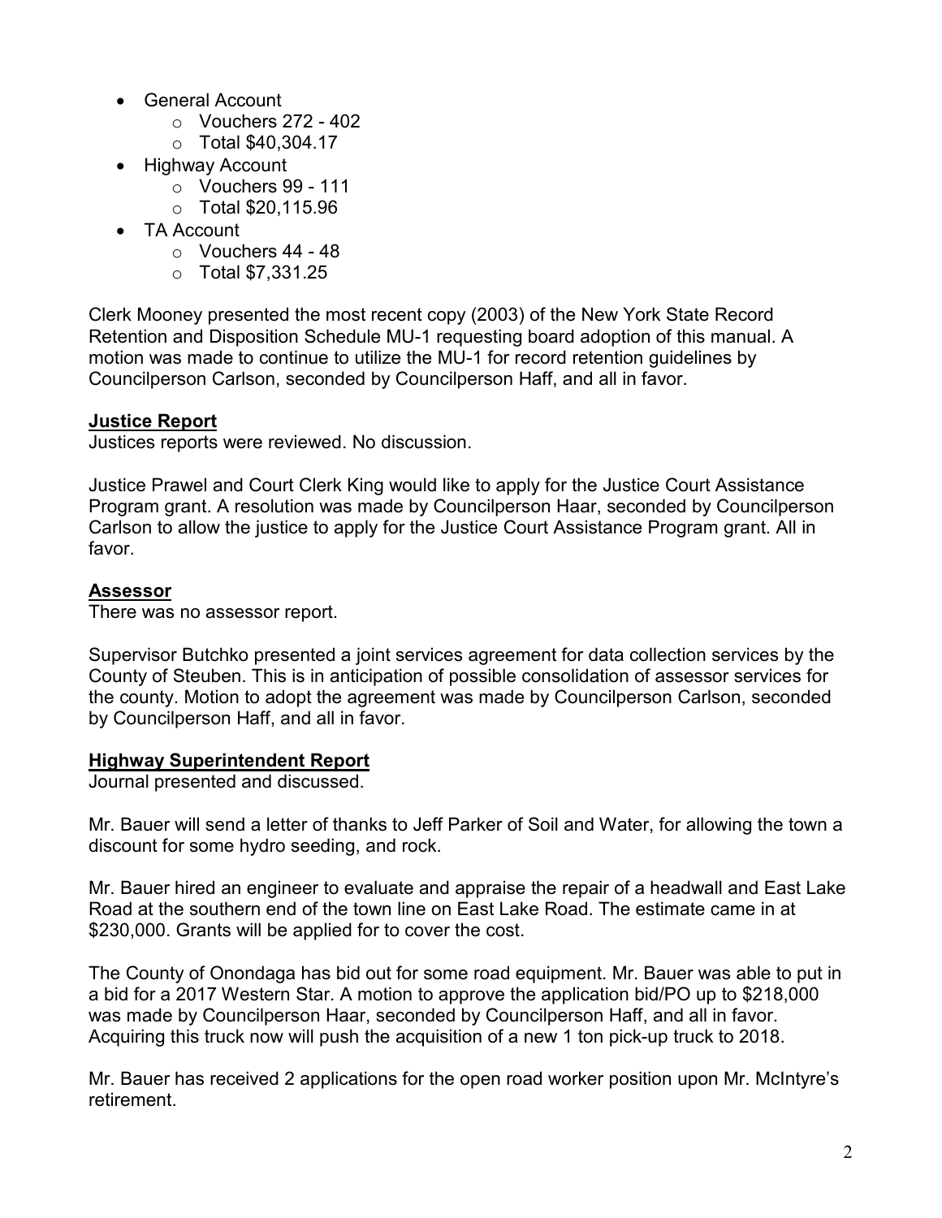- General Account
    - Vouchers 272 - 402
    - Total $40,304.17
- Highway Account
    - Vouchers 99 - 111
    - Total $20,115.96
- TA Account
    - Vouchers 44 - 48
    - Total $7,331.25

Clerk Mooney presented the most recent copy (2003) of the New York State Record Retention and Disposition Schedule MU-1 requesting board adoption of this manual. A motion was made to continue to utilize the MU-1 for record retention guidelines by Councilperson Carlson, seconded by Councilperson Haff, and all in favor.

## **Justice Report**

Justices reports were reviewed. No discussion.

Justice Prawel and Court Clerk King would like to apply for the Justice Court Assistance Program grant. A resolution was made by Councilperson Haar, seconded by Councilperson Carlson to allow the justice to apply for the Justice Court Assistance Program grant. All in favor.

## **Assessor**

There was no assessor report.

Supervisor Butchko presented a joint services agreement for data collection services by the County of Steuben. This is in anticipation of possible consolidation of assessor services for the county. Motion to adopt the agreement was made by Councilperson Carlson, seconded by Councilperson Haff, and all in favor.

## **Highway Superintendent Report**

Journal presented and discussed.

Mr. Bauer will send a letter of thanks to Jeff Parker of Soil and Water, for allowing the town a discount for some hydro seeding, and rock.

Mr. Bauer hired an engineer to evaluate and appraise the repair of a headwall and East Lake Road at the southern end of the town line on East Lake Road. The estimate came in at $230,000. Grants will be applied for to cover the cost.

The County of Onondaga has bid out for some road equipment. Mr. Bauer was able to put in a bid for a 2017 Western Star. A motion to approve the application bid/PO up to $218,000 was made by Councilperson Haar, seconded by Councilperson Haff, and all in favor. Acquiring this truck now will push the acquisition of a new 1 ton pick-up truck to 2018.

Mr. Bauer has received 2 applications for the open road worker position upon Mr. McIntyre's retirement.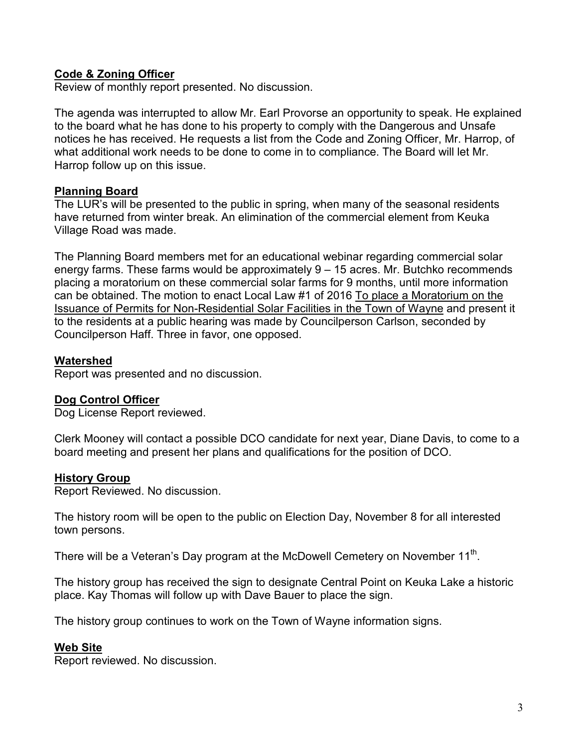**Code & Zoning Officer**

Review of monthly report presented. No discussion.

The agenda was interrupted to allow Mr. Earl Provorse an opportunity to speak. He explained to the board what he has done to his property to comply with the Dangerous and Unsafe notices he has received. He requests a list from the Code and Zoning Officer, Mr. Harrop, of what additional work needs to be done to come in to compliance. The Board will let Mr. Harrop follow up on this issue.

**Planning Board**

The LUR's will be presented to the public in spring, when many of the seasonal residents have returned from winter break. An elimination of the commercial element from Keuka Village Road was made.

The Planning Board members met for an educational webinar regarding commercial solar energy farms. These farms would be approximately 9 – 15 acres. Mr. Butchko recommends placing a moratorium on these commercial solar farms for 9 months, until more information can be obtained. The motion to enact Local Law #1 of 2016 To place a Moratorium on the Issuance of Permits for Non-Residential Solar Facilities in the Town of Wayne and present it to the residents at a public hearing was made by Councilperson Carlson, seconded by Councilperson Haff. Three in favor, one opposed.

**Watershed**

Report was presented and no discussion.

**Dog Control Officer**

Dog License Report reviewed.

Clerk Mooney will contact a possible DCO candidate for next year, Diane Davis, to come to a board meeting and present her plans and qualifications for the position of DCO.

**History Group**

Report Reviewed. No discussion.

The history room will be open to the public on Election Day, November 8 for all interested town persons.

There will be a Veteran's Day program at the McDowell Cemetery on November 11th.

The history group has received the sign to designate Central Point on Keuka Lake a historic place. Kay Thomas will follow up with Dave Bauer to place the sign.

The history group continues to work on the Town of Wayne information signs.

**Web Site**

Report reviewed. No discussion.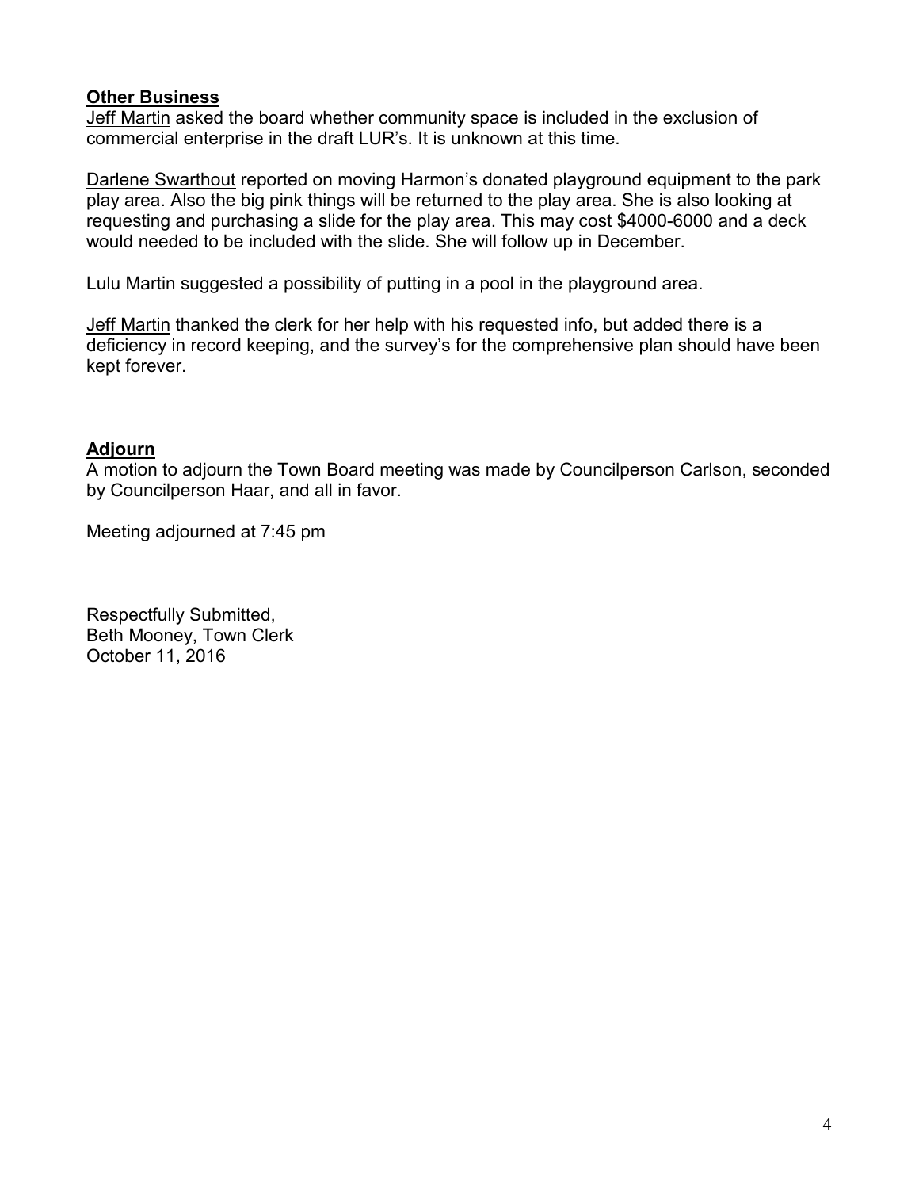## Other Business

Jeff Martin asked the board whether community space is included in the exclusion of commercial enterprise in the draft LUR's. It is unknown at this time.

Darlene Swarthout reported on moving Harmon's donated playground equipment to the park play area. Also the big pink things will be returned to the play area. She is also looking at requesting and purchasing a slide for the play area. This may cost $4000-6000 and a deck would needed to be included with the slide. She will follow up in December.

Lulu Martin suggested a possibility of putting in a pool in the playground area.

Jeff Martin thanked the clerk for her help with his requested info, but added there is a deficiency in record keeping, and the survey's for the comprehensive plan should have been kept forever.

## Adjourn

A motion to adjourn the Town Board meeting was made by Councilperson Carlson, seconded by Councilperson Haar, and all in favor.

Meeting adjourned at 7:45 pm

Respectfully Submitted,
Beth Mooney, Town Clerk
October 11, 2016